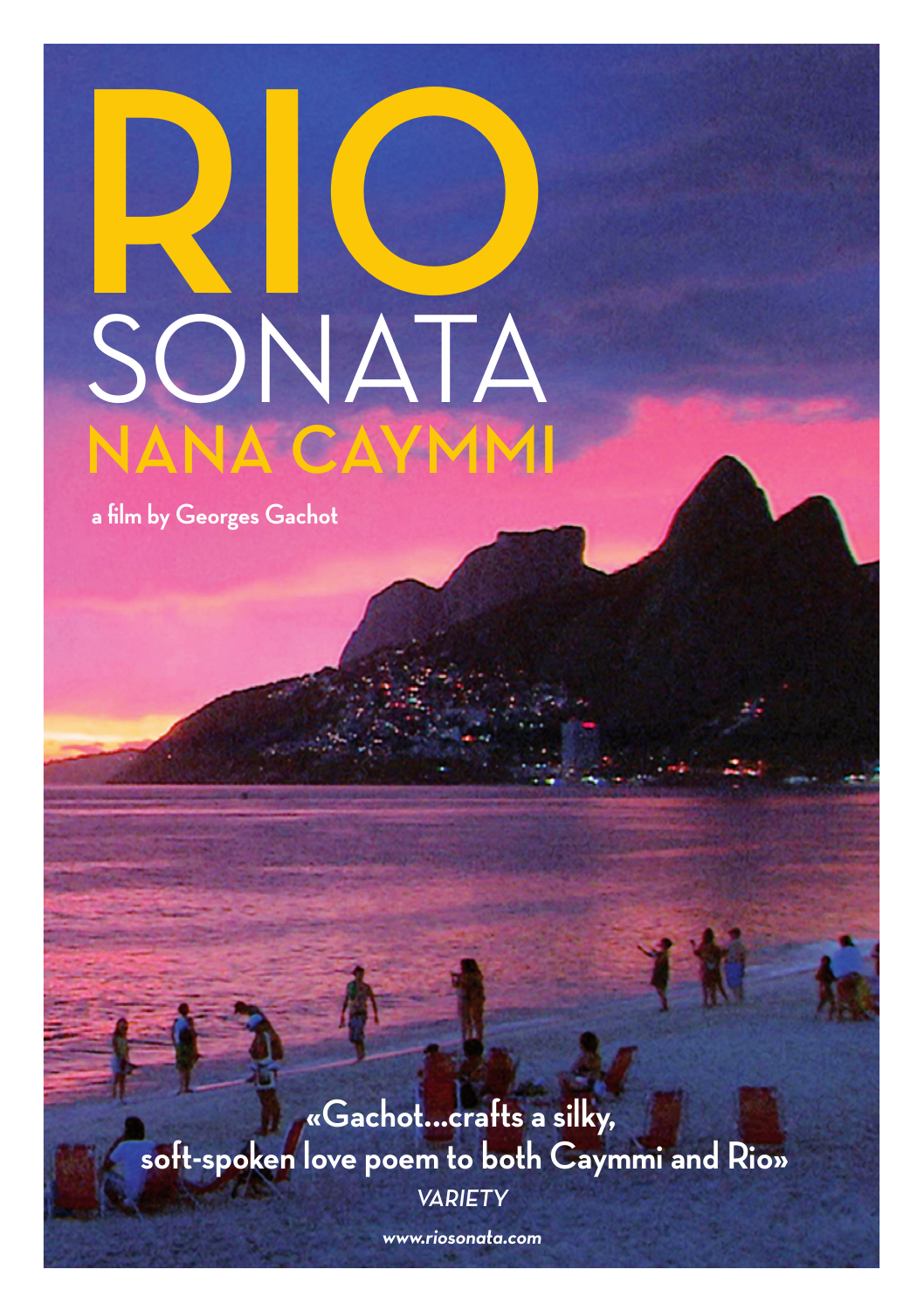# RIO SONATA

## NANA CAYMMI

a film by Georges Gachot

**«Gachot…crafts a silky, soft-spoken love poem to both Caymmi and Rio»**

*VARIETY*

*www.riosonata.com*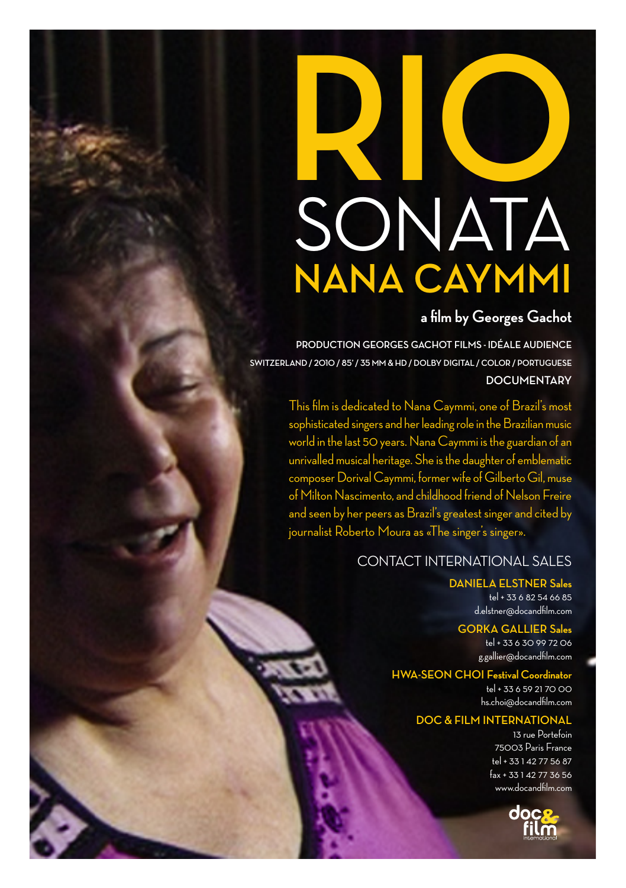# RIO SONATA

## NANA CAYMMI

**a film by Georges Gachot**

PRODUCTION GEORGES GACHOT FILMS - IDÉALE AUDIENCE

SWITZERLAND / 2010 / 85' / 35 MM & HD / DOLBY DIGITAL / COLOR / PORTUGUESE

DOCUMENTARY

This film is dedicated to Nana Caymmi, one of Brazil's most sophisticated singers and her leading role in the Brazilian music world in the last 50 years. Nana Caymmi is the guardian of an unrivalled musical heritage. She is the daughter of emblematic composer Dorival Caymmi, former wife of Gilberto Gil, muse of Milton Nascimento, and childhood friend of Nelson Freire and seen by her peers as Brazil's greatest singer and cited by journalist Roberto Moura as «The singer's singer».

### CONTACT INTERNATIONAL SALES

**DANIELA ELSTNER Sales**
tel + 33 6 82 54 66 85
d.elstner@docandfilm.com

**GORKA GALLIER Sales**
tel + 33 6 30 99 72 06
g.gallier@docandfilm.com

**HWA-SEON CHOI Festival Coordinator**
tel + 33 6 59 21 70 00
hs.choi@docandfilm.com

**DOC & FILM INTERNATIONAL**
13 rue Portefoin
75003 Paris France
tel + 33 1 42 77 56 87
fax + 33 1 42 77 36 56
www.docandfilm.com

doc& film international